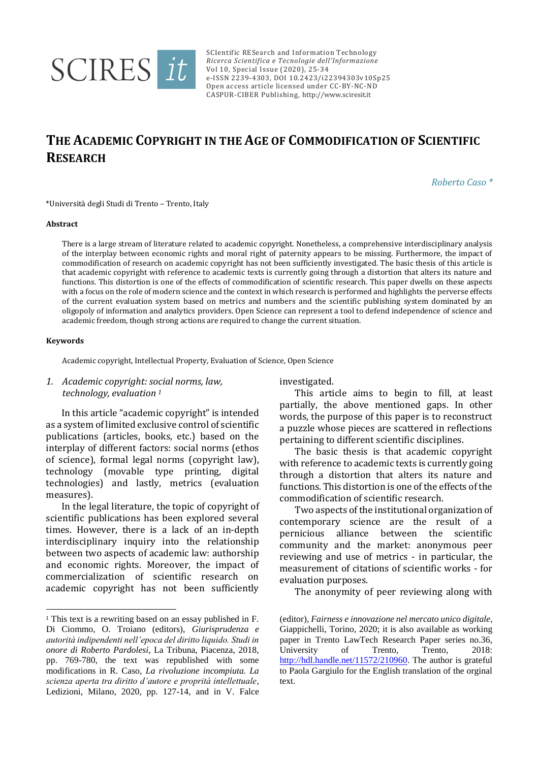# THE ACADEMIC COPYRIGHT IN THE AGE OF COMMODIFICATION OF SCIENTIFIC RESEARCH

*Roberto Caso **

*Università degli Studi di Trento – Trento, Italy

**Abstract**

There is a large stream of literature related to academic copyright. Nonetheless, a comprehensive interdisciplinary analysis of the interplay between economic rights and moral right of paternity appears to be missing. Furthermore, the impact of commodification of research on academic copyright has not been sufficiently investigated. The basic thesis of this article is that academic copyright with reference to academic texts is currently going through a distortion that alters its nature and functions. This distortion is one of the effects of commodification of scientific research. This paper dwells on these aspects with a focus on the role of modern science and the context in which research is performed and highlights the perverse effects of the current evaluation system based on metrics and numbers and the scientific publishing system dominated by an oligopoly of information and analytics providers. Open Science can represent a tool to defend independence of science and academic freedom, though strong actions are required to change the current situation.

**Keywords**

Academic copyright, Intellectual Property, Evaluation of Science, Open Science

## 1. *Academic copyright: social norms, law, technology, evaluation* [1]

In this article "academic copyright" is intended as a system of limited exclusive control of scientific publications (articles, books, etc.) based on the interplay of different factors: social norms (ethos of science), formal legal norms (copyright law), technology (movable type printing, digital technologies) and lastly, metrics (evaluation measures).

In the legal literature, the topic of copyright of scientific publications has been explored several times. However, there is a lack of an in-depth interdisciplinary inquiry into the relationship between two aspects of academic law: authorship and economic rights. Moreover, the impact of commercialization of scientific research on academic copyright has not been sufficiently investigated.

This article aims to begin to fill, at least partially, the above mentioned gaps. In other words, the purpose of this paper is to reconstruct a puzzle whose pieces are scattered in reflections pertaining to different scientific disciplines.

The basic thesis is that academic copyright with reference to academic texts is currently going through a distortion that alters its nature and functions. This distortion is one of the effects of the commodification of scientific research.

Two aspects of the institutional organization of contemporary science are the result of a pernicious alliance between the scientific community and the market: anonymous peer reviewing and use of metrics - in particular, the measurement of citations of scientific works - for evaluation purposes.

The anonymity of peer reviewing along with

[1] This text is a rewriting based on an essay published in F. Di Ciommo, O. Troiano (editors), *Giurisprudenza e autorità indipendenti nell'epoca del diritto liquido. Studi in onore di Roberto Pardolesi*, La Tribuna, Piacenza, 2018, pp. 769-780, the text was republished with some modifications in R. Caso, *La rivoluzione incompiuta. La scienza aperta tra diritto d'autore e proprità intellettuale*, Ledizioni, Milano, 2020, pp. 127-14, and in V. Falce (editor), *Fairness e innovazione nel mercato unico digitale*, Giappichelli, Torino, 2020; it is also available as working paper in Trento LawTech Research Paper series no.36, University of Trento, Trento, 2018: http://hdl.handle.net/11572/210960. The author is grateful to Paola Gargiulo for the English translation of the orginal text.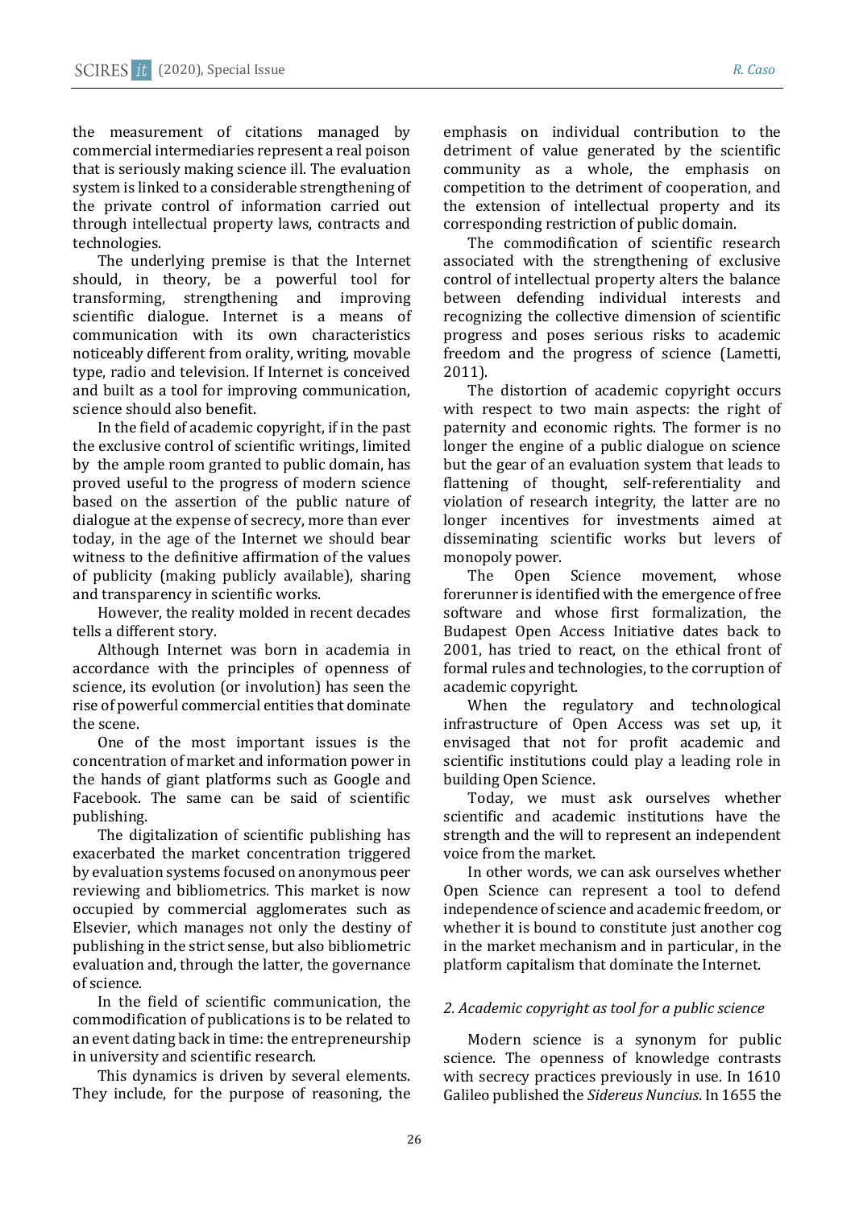the measurement of citations managed by commercial intermediaries represent a real poison that is seriously making science ill. The evaluation system is linked to a considerable strengthening of the private control of information carried out through intellectual property laws, contracts and technologies.

The underlying premise is that the Internet should, in theory, be a powerful tool for transforming, strengthening and improving scientific dialogue. Internet is a means of communication with its own characteristics noticeably different from orality, writing, movable type, radio and television. If Internet is conceived and built as a tool for improving communication, science should also benefit.

In the field of academic copyright, if in the past the exclusive control of scientific writings, limited by the ample room granted to public domain, has proved useful to the progress of modern science based on the assertion of the public nature of dialogue at the expense of secrecy, more than ever today, in the age of the Internet we should bear witness to the definitive affirmation of the values of publicity (making publicly available), sharing and transparency in scientific works.

However, the reality molded in recent decades tells a different story.

Although Internet was born in academia in accordance with the principles of openness of science, its evolution (or involution) has seen the rise of powerful commercial entities that dominate the scene.

One of the most important issues is the concentration of market and information power in the hands of giant platforms such as Google and Facebook. The same can be said of scientific publishing.

The digitalization of scientific publishing has exacerbated the market concentration triggered by evaluation systems focused on anonymous peer reviewing and bibliometrics. This market is now occupied by commercial agglomerates such as Elsevier, which manages not only the destiny of publishing in the strict sense, but also bibliometric evaluation and, through the latter, the governance of science.

In the field of scientific communication, the commodification of publications is to be related to an event dating back in time: the entrepreneurship in university and scientific research.

This dynamics is driven by several elements. They include, for the purpose of reasoning, the emphasis on individual contribution to the detriment of value generated by the scientific community as a whole, the emphasis on competition to the detriment of cooperation, and the extension of intellectual property and its corresponding restriction of public domain.

The commodification of scientific research associated with the strengthening of exclusive control of intellectual property alters the balance between defending individual interests and recognizing the collective dimension of scientific progress and poses serious risks to academic freedom and the progress of science (Lametti, 2011).

The distortion of academic copyright occurs with respect to two main aspects: the right of paternity and economic rights. The former is no longer the engine of a public dialogue on science but the gear of an evaluation system that leads to flattening of thought, self-referentiality and violation of research integrity, the latter are no longer incentives for investments aimed at disseminating scientific works but levers of monopoly power.

The Open Science movement, whose forerunner is identified with the emergence of free software and whose first formalization, the Budapest Open Access Initiative dates back to 2001, has tried to react, on the ethical front of formal rules and technologies, to the corruption of academic copyright.

When the regulatory and technological infrastructure of Open Access was set up, it envisaged that not for profit academic and scientific institutions could play a leading role in building Open Science.

Today, we must ask ourselves whether scientific and academic institutions have the strength and the will to represent an independent voice from the market.

In other words, we can ask ourselves whether Open Science can represent a tool to defend independence of science and academic freedom, or whether it is bound to constitute just another cog in the market mechanism and in particular, in the platform capitalism that dominate the Internet.

## *2. Academic copyright as tool for a public science*

Modern science is a synonym for public science. The openness of knowledge contrasts with secrecy practices previously in use. In 1610 Galileo published the *Sidereus Nuncius*. In 1655 the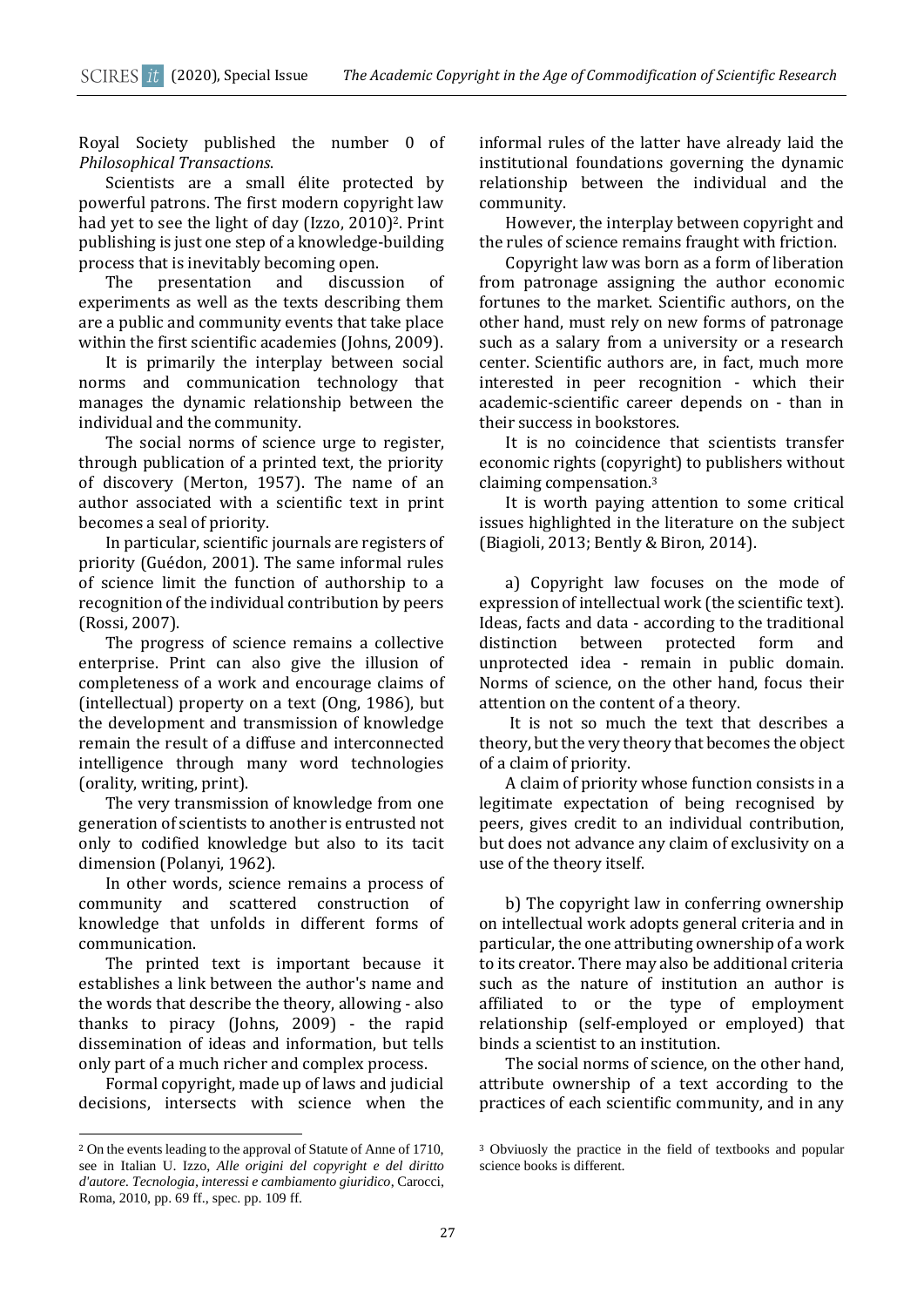Royal Society published the number 0 of *Philosophical Transactions*.

Scientists are a small élite protected by powerful patrons. The first modern copyright law had yet to see the light of day (Izzo, 2010)[2]. Print publishing is just one step of a knowledge-building process that is inevitably becoming open.

The presentation and discussion of experiments as well as the texts describing them are a public and community events that take place within the first scientific academies (Johns, 2009).

It is primarily the interplay between social norms and communication technology that manages the dynamic relationship between the individual and the community.

The social norms of science urge to register, through publication of a printed text, the priority of discovery (Merton, 1957). The name of an author associated with a scientific text in print becomes a seal of priority.

In particular, scientific journals are registers of priority (Guédon, 2001). The same informal rules of science limit the function of authorship to a recognition of the individual contribution by peers (Rossi, 2007).

The progress of science remains a collective enterprise. Print can also give the illusion of completeness of a work and encourage claims of (intellectual) property on a text (Ong, 1986), but the development and transmission of knowledge remain the result of a diffuse and interconnected intelligence through many word technologies (orality, writing, print).

The very transmission of knowledge from one generation of scientists to another is entrusted not only to codified knowledge but also to its tacit dimension (Polanyi, 1962).

In other words, science remains a process of community and scattered construction of knowledge that unfolds in different forms of communication.

The printed text is important because it establishes a link between the author's name and the words that describe the theory, allowing - also thanks to piracy (Johns, 2009) - the rapid dissemination of ideas and information, but tells only part of a much richer and complex process.

Formal copyright, made up of laws and judicial decisions, intersects with science when the informal rules of the latter have already laid the institutional foundations governing the dynamic relationship between the individual and the community.

However, the interplay between copyright and the rules of science remains fraught with friction.

Copyright law was born as a form of liberation from patronage assigning the author economic fortunes to the market. Scientific authors, on the other hand, must rely on new forms of patronage such as a salary from a university or a research center. Scientific authors are, in fact, much more interested in peer recognition - which their academic-scientific career depends on - than in their success in bookstores.

It is no coincidence that scientists transfer economic rights (copyright) to publishers without claiming compensation.[3]

It is worth paying attention to some critical issues highlighted in the literature on the subject (Biagioli, 2013; Bently & Biron, 2014).

a) Copyright law focuses on the mode of expression of intellectual work (the scientific text). Ideas, facts and data - according to the traditional distinction between protected form and unprotected idea - remain in public domain. Norms of science, on the other hand, focus their attention on the content of a theory.

It is not so much the text that describes a theory, but the very theory that becomes the object of a claim of priority.

A claim of priority whose function consists in a legitimate expectation of being recognised by peers, gives credit to an individual contribution, but does not advance any claim of exclusivity on a use of the theory itself.

b) The copyright law in conferring ownership on intellectual work adopts general criteria and in particular, the one attributing ownership of a work to its creator. There may also be additional criteria such as the nature of institution an author is affiliated to or the type of employment relationship (self-employed or employed) that binds a scientist to an institution.

The social norms of science, on the other hand, attribute ownership of a text according to the practices of each scientific community, and in any

---

[2] On the events leading to the approval of Statute of Anne of 1710, see in Italian U. Izzo, *Alle origini del copyright e del diritto d'autore. Tecnologia, interessi e cambiamento giuridico*, Carocci, Roma, 2010, pp. 69 ff., spec. pp. 109 ff.

[3] Obviuosly the practice in the field of textbooks and popular science books is different.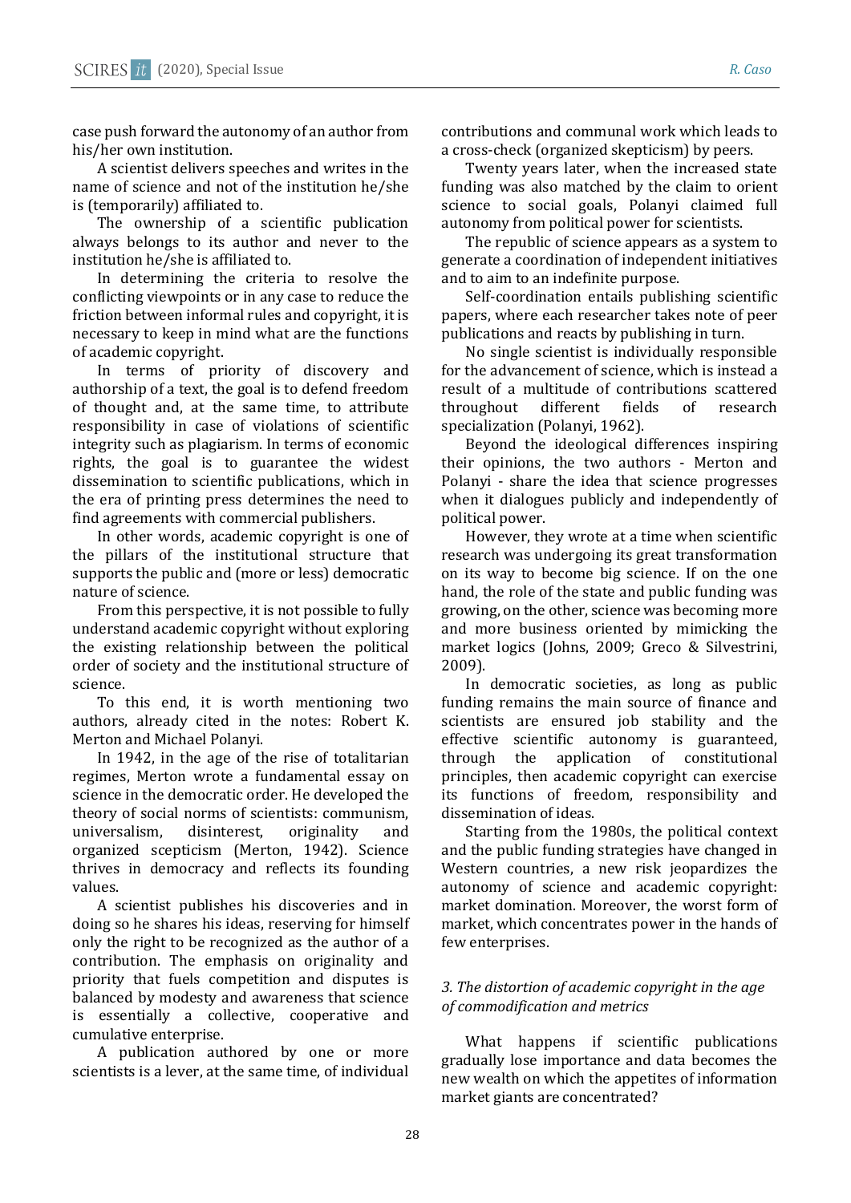case push forward the autonomy of an author from his/her own institution.

A scientist delivers speeches and writes in the name of science and not of the institution he/she is (temporarily) affiliated to.

The ownership of a scientific publication always belongs to its author and never to the institution he/she is affiliated to.

In determining the criteria to resolve the conflicting viewpoints or in any case to reduce the friction between informal rules and copyright, it is necessary to keep in mind what are the functions of academic copyright.

In terms of priority of discovery and authorship of a text, the goal is to defend freedom of thought and, at the same time, to attribute responsibility in case of violations of scientific integrity such as plagiarism. In terms of economic rights, the goal is to guarantee the widest dissemination to scientific publications, which in the era of printing press determines the need to find agreements with commercial publishers.

In other words, academic copyright is one of the pillars of the institutional structure that supports the public and (more or less) democratic nature of science.

From this perspective, it is not possible to fully understand academic copyright without exploring the existing relationship between the political order of society and the institutional structure of science.

To this end, it is worth mentioning two authors, already cited in the notes: Robert K. Merton and Michael Polanyi.

In 1942, in the age of the rise of totalitarian regimes, Merton wrote a fundamental essay on science in the democratic order. He developed the theory of social norms of scientists: communism, universalism, disinterest, originality and organized scepticism (Merton, 1942). Science thrives in democracy and reflects its founding values.

A scientist publishes his discoveries and in doing so he shares his ideas, reserving for himself only the right to be recognized as the author of a contribution. The emphasis on originality and priority that fuels competition and disputes is balanced by modesty and awareness that science is essentially a collective, cooperative and cumulative enterprise.

A publication authored by one or more scientists is a lever, at the same time, of individual contributions and communal work which leads to a cross-check (organized skepticism) by peers.

Twenty years later, when the increased state funding was also matched by the claim to orient science to social goals, Polanyi claimed full autonomy from political power for scientists.

The republic of science appears as a system to generate a coordination of independent initiatives and to aim to an indefinite purpose.

Self-coordination entails publishing scientific papers, where each researcher takes note of peer publications and reacts by publishing in turn.

No single scientist is individually responsible for the advancement of science, which is instead a result of a multitude of contributions scattered throughout different fields of research specialization (Polanyi, 1962).

Beyond the ideological differences inspiring their opinions, the two authors - Merton and Polanyi - share the idea that science progresses when it dialogues publicly and independently of political power.

However, they wrote at a time when scientific research was undergoing its great transformation on its way to become big science. If on the one hand, the role of the state and public funding was growing, on the other, science was becoming more and more business oriented by mimicking the market logics (Johns, 2009; Greco & Silvestrini, 2009).

In democratic societies, as long as public funding remains the main source of finance and scientists are ensured job stability and the effective scientific autonomy is guaranteed, through the application of constitutional principles, then academic copyright can exercise its functions of freedom, responsibility and dissemination of ideas.

Starting from the 1980s, the political context and the public funding strategies have changed in Western countries, a new risk jeopardizes the autonomy of science and academic copyright: market domination. Moreover, the worst form of market, which concentrates power in the hands of few enterprises.

### *3. The distortion of academic copyright in the age of commodification and metrics*

What happens if scientific publications gradually lose importance and data becomes the new wealth on which the appetites of information market giants are concentrated?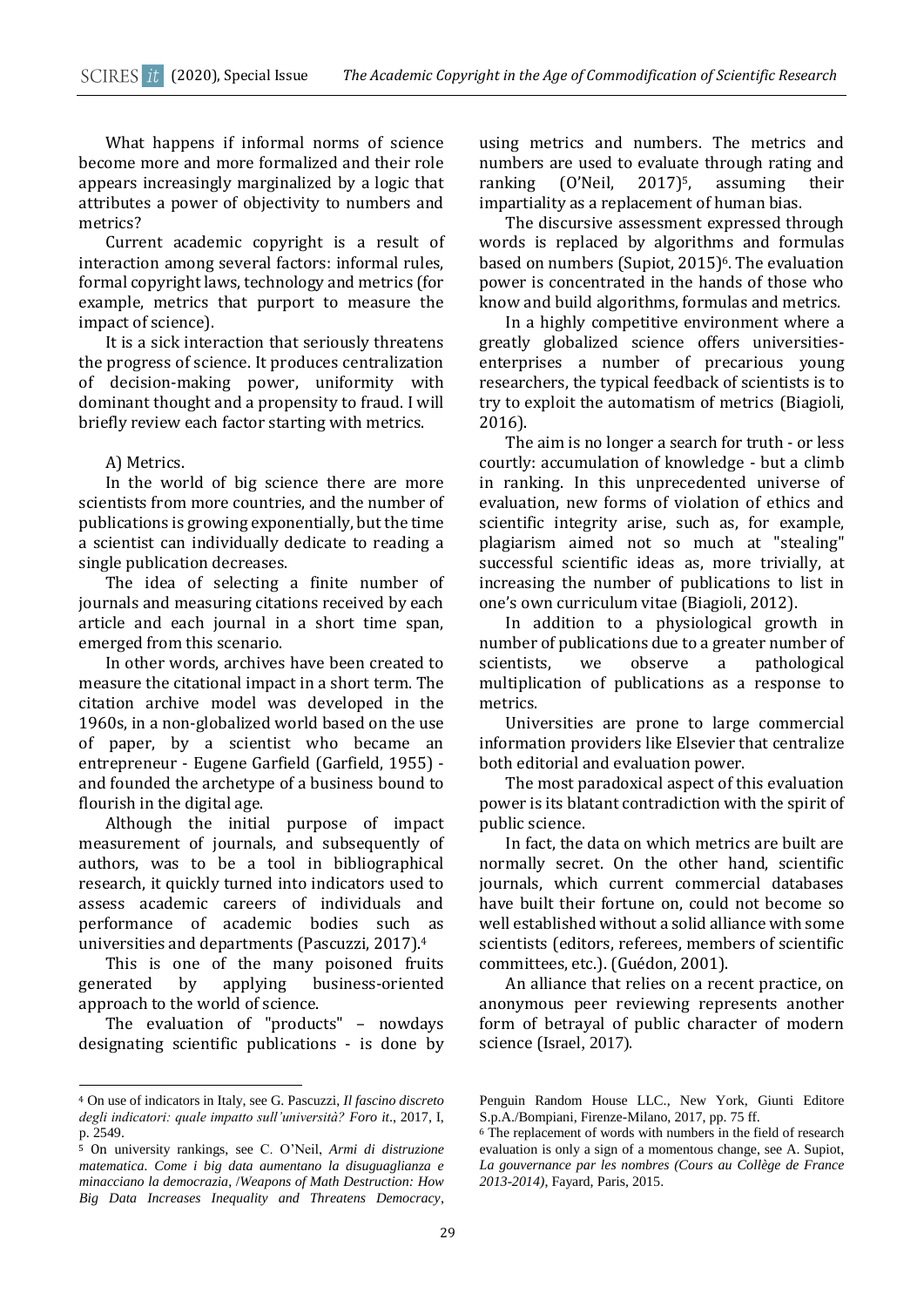What happens if informal norms of science become more and more formalized and their role appears increasingly marginalized by a logic that attributes a power of objectivity to numbers and metrics?

Current academic copyright is a result of interaction among several factors: informal rules, formal copyright laws, technology and metrics (for example, metrics that purport to measure the impact of science).

It is a sick interaction that seriously threatens the progress of science. It produces centralization of decision-making power, uniformity with dominant thought and a propensity to fraud. I will briefly review each factor starting with metrics.

A) Metrics.

In the world of big science there are more scientists from more countries, and the number of publications is growing exponentially, but the time a scientist can individually dedicate to reading a single publication decreases.

The idea of selecting a finite number of journals and measuring citations received by each article and each journal in a short time span, emerged from this scenario.

In other words, archives have been created to measure the citational impact in a short term. The citation archive model was developed in the 1960s, in a non-globalized world based on the use of paper, by a scientist who became an entrepreneur - Eugene Garfield (Garfield, 1955) - and founded the archetype of a business bound to flourish in the digital age.

Although the initial purpose of impact measurement of journals, and subsequently of authors, was to be a tool in bibliographical research, it quickly turned into indicators used to assess academic careers of individuals and performance of academic bodies such as universities and departments (Pascuzzi, 2017).[4]

This is one of the many poisoned fruits generated by applying business-oriented approach to the world of science.

The evaluation of "products" – nowdays designating scientific publications - is done by using metrics and numbers. The metrics and numbers are used to evaluate through rating and ranking (O'Neil, 2017)[5], assuming their impartiality as a replacement of human bias.

The discursive assessment expressed through words is replaced by algorithms and formulas based on numbers (Supiot, 2015)[6]. The evaluation power is concentrated in the hands of those who know and build algorithms, formulas and metrics.

In a highly competitive environment where a greatly globalized science offers universities-enterprises a number of precarious young researchers, the typical feedback of scientists is to try to exploit the automatism of metrics (Biagioli, 2016).

The aim is no longer a search for truth - or less courtly: accumulation of knowledge - but a climb in ranking. In this unprecedented universe of evaluation, new forms of violation of ethics and scientific integrity arise, such as, for example, plagiarism aimed not so much at "stealing" successful scientific ideas as, more trivially, at increasing the number of publications to list in one's own curriculum vitae (Biagioli, 2012).

In addition to a physiological growth in number of publications due to a greater number of scientists, we observe a pathological multiplication of publications as a response to metrics.

Universities are prone to large commercial information providers like Elsevier that centralize both editorial and evaluation power.

The most paradoxical aspect of this evaluation power is its blatant contradiction with the spirit of public science.

In fact, the data on which metrics are built are normally secret. On the other hand, scientific journals, which current commercial databases have built their fortune on, could not become so well established without a solid alliance with some scientists (editors, referees, members of scientific committees, etc.). (Guédon, 2001).

An alliance that relies on a recent practice, on anonymous peer reviewing represents another form of betrayal of public character of modern science (Israel, 2017).

---

[4] On use of indicators in Italy, see G. Pascuzzi, *Il fascino discreto degli indicatori: quale impatto sull'università? Foro it*., 2017, I, p. 2549.

[5] On university rankings, see C. O'Neil, *Armi di distruzione matematica. Come i big data aumentano la disuguaglianza e minacciano la democrazia*, /*Weapons of Math Destruction: How Big Data Increases Inequality and Threatens Democracy*, Penguin Random House LLC., New York, Giunti Editore S.p.A./Bompiani, Firenze-Milano, 2017, pp. 75 ff.

[6] The replacement of words with numbers in the field of research evaluation is only a sign of a momentous change, see A. Supiot, *La gouvernance par les nombres (Cours au Collège de France 2013-2014)*, Fayard, Paris, 2015.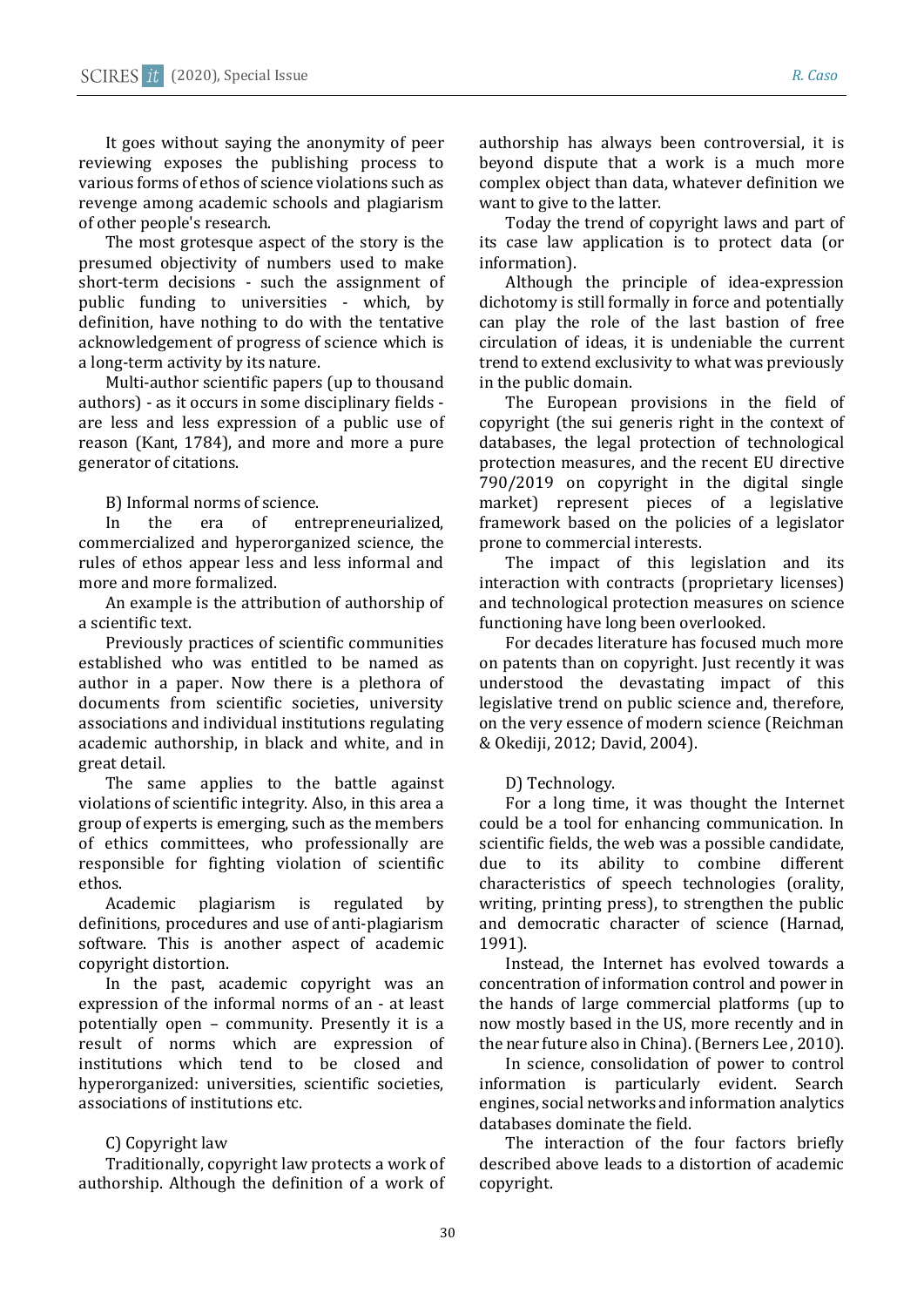It goes without saying the anonymity of peer reviewing exposes the publishing process to various forms of ethos of science violations such as revenge among academic schools and plagiarism of other people's research.

The most grotesque aspect of the story is the presumed objectivity of numbers used to make short-term decisions - such the assignment of public funding to universities - which, by definition, have nothing to do with the tentative acknowledgement of progress of science which is a long-term activity by its nature.

Multi-author scientific papers (up to thousand authors) - as it occurs in some disciplinary fields - are less and less expression of a public use of reason (Kant, 1784), and more and more a pure generator of citations.

B) Informal norms of science.

In the era of entrepreneurialized, commercialized and hyperorganized science, the rules of ethos appear less and less informal and more and more formalized.

An example is the attribution of authorship of a scientific text.

Previously practices of scientific communities established who was entitled to be named as author in a paper. Now there is a plethora of documents from scientific societies, university associations and individual institutions regulating academic authorship, in black and white, and in great detail.

The same applies to the battle against violations of scientific integrity. Also, in this area a group of experts is emerging, such as the members of ethics committees, who professionally are responsible for fighting violation of scientific ethos.

Academic plagiarism is regulated by definitions, procedures and use of anti-plagiarism software. This is another aspect of academic copyright distortion.

In the past, academic copyright was an expression of the informal norms of an - at least potentially open – community. Presently it is a result of norms which are expression of institutions which tend to be closed and hyperorganized: universities, scientific societies, associations of institutions etc.

C) Copyright law

Traditionally, copyright law protects a work of authorship. Although the definition of a work of authorship has always been controversial, it is beyond dispute that a work is a much more complex object than data, whatever definition we want to give to the latter.

Today the trend of copyright laws and part of its case law application is to protect data (or information).

Although the principle of idea-expression dichotomy is still formally in force and potentially can play the role of the last bastion of free circulation of ideas, it is undeniable the current trend to extend exclusivity to what was previously in the public domain.

The European provisions in the field of copyright (the sui generis right in the context of databases, the legal protection of technological protection measures, and the recent EU directive 790/2019 on copyright in the digital single market) represent pieces of a legislative framework based on the policies of a legislator prone to commercial interests.

The impact of this legislation and its interaction with contracts (proprietary licenses) and technological protection measures on science functioning have long been overlooked.

For decades literature has focused much more on patents than on copyright. Just recently it was understood the devastating impact of this legislative trend on public science and, therefore, on the very essence of modern science (Reichman & Okediji, 2012; David, 2004).

D) Technology.

For a long time, it was thought the Internet could be a tool for enhancing communication. In scientific fields, the web was a possible candidate, due to its ability to combine different characteristics of speech technologies (orality, writing, printing press), to strengthen the public and democratic character of science (Harnad, 1991).

Instead, the Internet has evolved towards a concentration of information control and power in the hands of large commercial platforms (up to now mostly based in the US, more recently and in the near future also in China). (Berners Lee, 2010).

In science, consolidation of power to control information is particularly evident. Search engines, social networks and information analytics databases dominate the field.

The interaction of the four factors briefly described above leads to a distortion of academic copyright.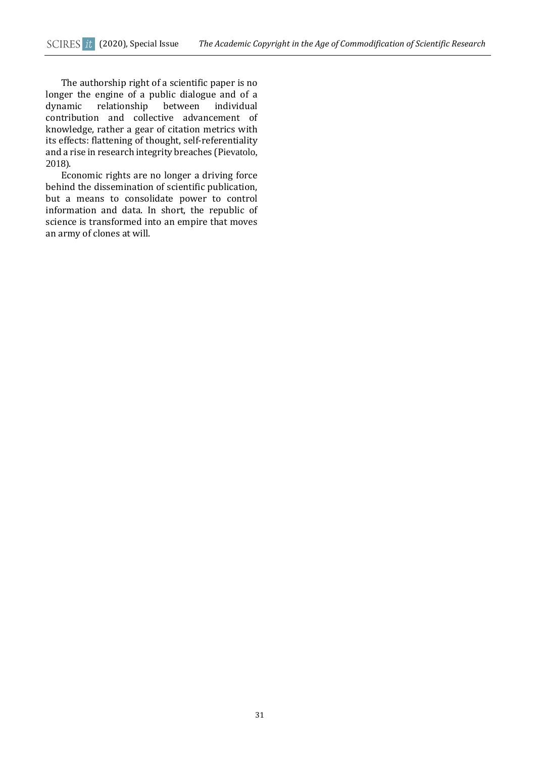The authorship right of a scientific paper is no longer the engine of a public dialogue and of a dynamic relationship between individual contribution and collective advancement of knowledge, rather a gear of citation metrics with its effects: flattening of thought, self-referentiality and a rise in research integrity breaches (Pievatolo, 2018).

Economic rights are no longer a driving force behind the dissemination of scientific publication, but a means to consolidate power to control information and data. In short, the republic of science is transformed into an empire that moves an army of clones at will.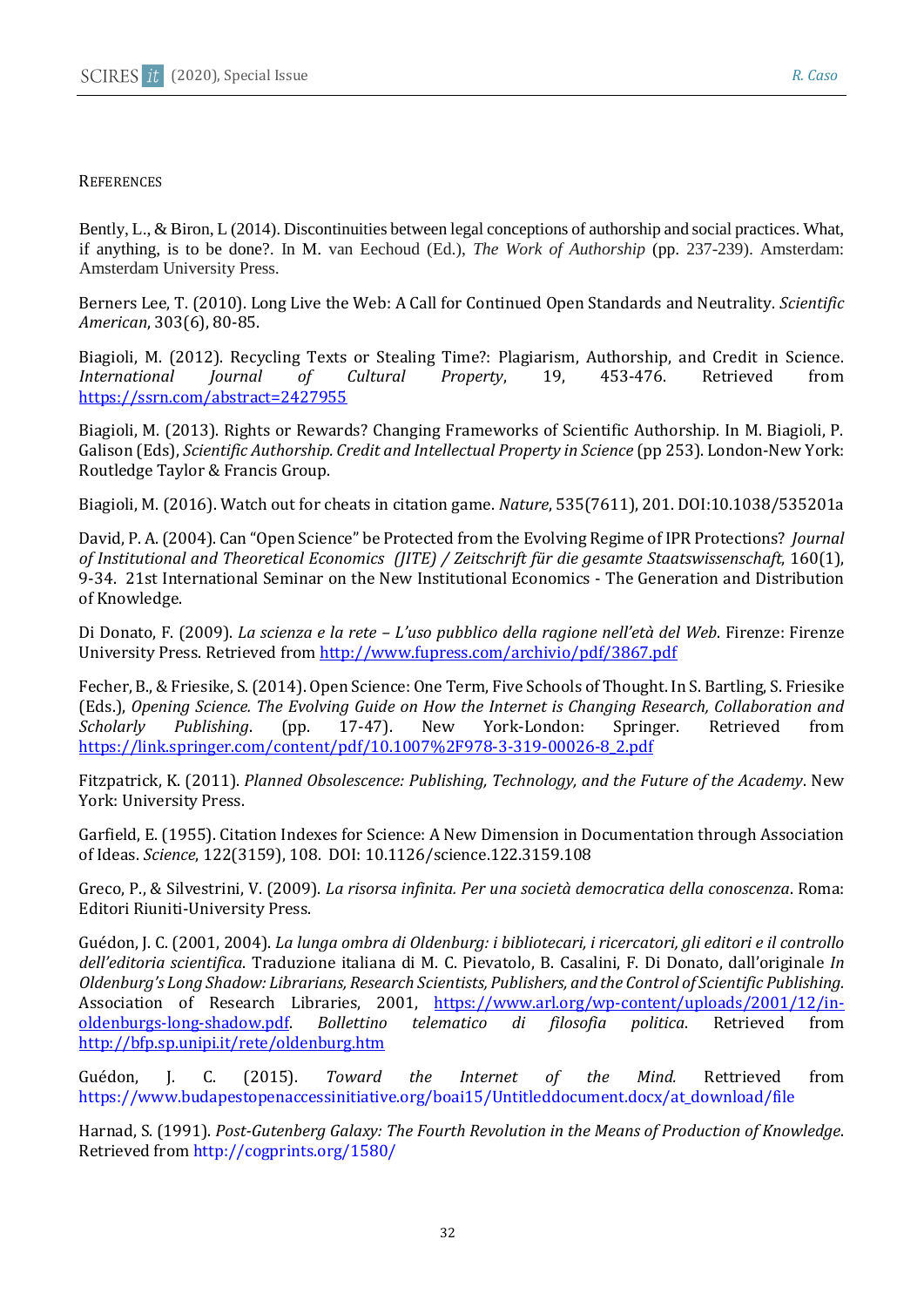## REFERENCES

Bently, L., & Biron, L (2014). Discontinuities between legal conceptions of authorship and social practices. What, if anything, is to be done?. In M. van Eechoud (Ed.), *The Work of Authorship* (pp. 237-239). Amsterdam: Amsterdam University Press.

Berners Lee, T. (2010). Long Live the Web: A Call for Continued Open Standards and Neutrality. *Scientific American*, 303(6), 80-85.

Biagioli, M. (2012). Recycling Texts or Stealing Time?: Plagiarism, Authorship, and Credit in Science. *International Journal of Cultural Property*, 19, 453-476. Retrieved from https://ssrn.com/abstract=2427955

Biagioli, M. (2013). Rights or Rewards? Changing Frameworks of Scientific Authorship. In M. Biagioli, P. Galison (Eds), *Scientific Authorship. Credit and Intellectual Property in Science* (pp 253). London-New York: Routledge Taylor & Francis Group.

Biagioli, M. (2016). Watch out for cheats in citation game. *Nature*, 535(7611), 201. DOI:10.1038/535201a

David, P. A. (2004). Can "Open Science" be Protected from the Evolving Regime of IPR Protections? *Journal of Institutional and Theoretical Economics (JITE) / Zeitschrift für die gesamte Staatswissenschaft*, 160(1), 9-34. 21st International Seminar on the New Institutional Economics - The Generation and Distribution of Knowledge.

Di Donato, F. (2009). *La scienza e la rete – L'uso pubblico della ragione nell'età del Web*. Firenze: Firenze University Press. Retrieved from http://www.fupress.com/archivio/pdf/3867.pdf

Fecher, B., & Friesike, S. (2014). Open Science: One Term, Five Schools of Thought. In S. Bartling, S. Friesike (Eds.), *Opening Science. The Evolving Guide on How the Internet is Changing Research, Collaboration and Scholarly Publishing*. (pp. 17-47). New York-London: Springer. Retrieved from https://link.springer.com/content/pdf/10.1007%2F978-3-319-00026-8_2.pdf

Fitzpatrick, K. (2011). *Planned Obsolescence: Publishing, Technology, and the Future of the Academy*. New York: University Press.

Garfield, E. (1955). Citation Indexes for Science: A New Dimension in Documentation through Association of Ideas. *Science*, 122(3159), 108. DOI: 10.1126/science.122.3159.108

Greco, P., & Silvestrini, V. (2009). *La risorsa infinita. Per una società democratica della conoscenza*. Roma: Editori Riuniti-University Press.

Guédon, J. C. (2001, 2004). *La lunga ombra di Oldenburg: i bibliotecari, i ricercatori, gli editori e il controllo dell'editoria scientifica*. Traduzione italiana di M. C. Pievatolo, B. Casalini, F. Di Donato, dall'originale *In Oldenburg's Long Shadow: Librarians, Research Scientists, Publishers, and the Control of Scientific Publishing.* Association of Research Libraries, 2001, https://www.arl.org/wp-content/uploads/2001/12/in-oldenburgs-long-shadow.pdf. *Bollettino telematico di filosofia politica*. Retrieved from http://bfp.sp.unipi.it/rete/oldenburg.htm

Guédon, J. C. (2015). *Toward the Internet of the Mind.* Rettrieved from https://www.budapestopenaccessinitiative.org/boai15/Untitleddocument.docx/at_download/file

Harnad, S. (1991). *Post-Gutenberg Galaxy: The Fourth Revolution in the Means of Production of Knowledge*. Retrieved from http://cogprints.org/1580/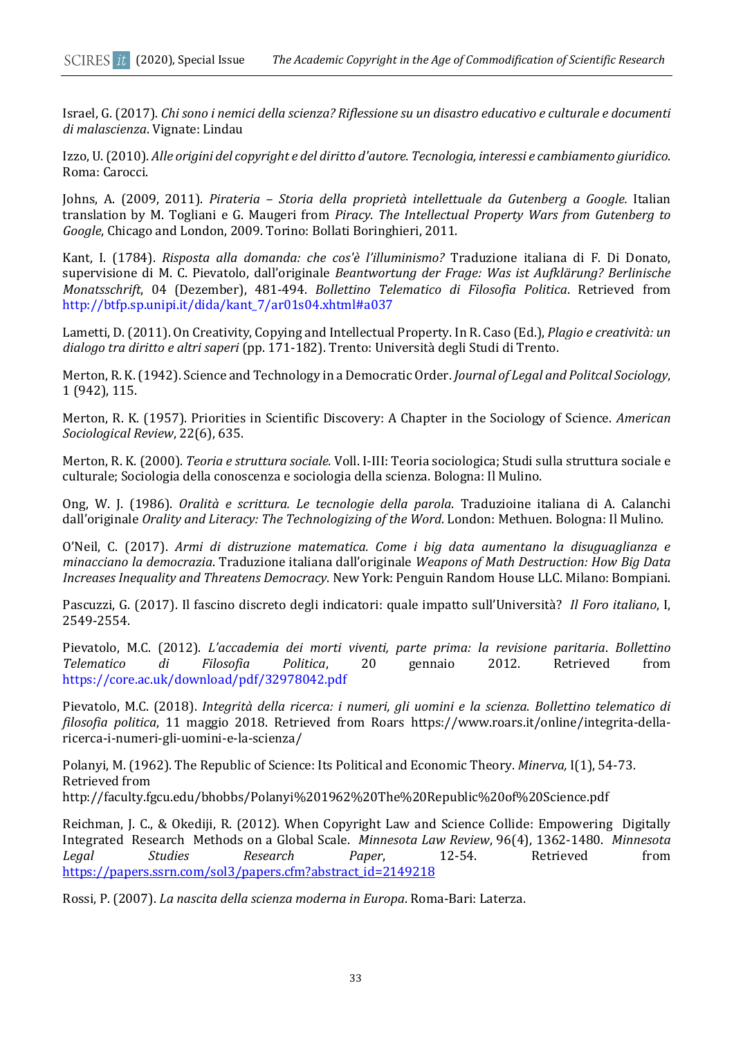Israel, G. (2017). *Chi sono i nemici della scienza? Riflessione su un disastro educativo e culturale e documenti di malascienza*. Vignate: Lindau

Izzo, U. (2010). *Alle origini del copyright e del diritto d'autore. Tecnologia, interessi e cambiamento giuridico*. Roma: Carocci.

Johns, A. (2009, 2011). *Pirateria – Storia della proprietà intellettuale da Gutenberg a Google.* Italian translation by M. Togliani e G. Maugeri from *Piracy. The Intellectual Property Wars from Gutenberg to Google*, Chicago and London, 2009. Torino: Bollati Boringhieri, 2011.

Kant, I. (1784). *Risposta alla domanda: che cos'è l'illuminismo?* Traduzione italiana di F. Di Donato, supervisione di M. C. Pievatolo, dall'originale *Beantwortung der Frage: Was ist Aufklärung? Berlinische Monatsschrift*, 04 (Dezember), 481-494. *Bollettino Telematico di Filosofia Politica*. Retrieved from http://btfp.sp.unipi.it/dida/kant_7/ar01s04.xhtml#a037

Lametti, D. (2011). On Creativity, Copying and Intellectual Property. In R. Caso (Ed.), *Plagio e creatività: un dialogo tra diritto e altri saperi* (pp. 171-182). Trento: Università degli Studi di Trento.

Merton, R. K. (1942). Science and Technology in a Democratic Order. *Journal of Legal and Politcal Sociology*, 1 (942), 115.

Merton, R. K. (1957). Priorities in Scientific Discovery: A Chapter in the Sociology of Science. *American Sociological Review*, 22(6), 635.

Merton, R. K. (2000). *Teoria e struttura sociale.* Voll. I-III: Teoria sociologica; Studi sulla struttura sociale e culturale; Sociologia della conoscenza e sociologia della scienza. Bologna: Il Mulino.

Ong, W. J. (1986). *Oralità e scrittura. Le tecnologie della parola*. Traduzioine italiana di A. Calanchi dall'originale *Orality and Literacy: The Technologizing of the Word*. London: Methuen. Bologna: Il Mulino.

O'Neil, C. (2017). *Armi di distruzione matematica. Come i big data aumentano la disuguaglianza e minacciano la democrazia*. Traduzione italiana dall'originale *Weapons of Math Destruction: How Big Data Increases Inequality and Threatens Democracy*. New York: Penguin Random House LLC. Milano: Bompiani.

Pascuzzi, G. (2017). Il fascino discreto degli indicatori: quale impatto sull'Università? *Il Foro italiano*, I, 2549-2554.

Pievatolo, M.C. (2012). *L'accademia dei morti viventi, parte prima: la revisione paritaria*. *Bollettino Telematico di Filosofia Politica*, 20 gennaio 2012. Retrieved from https://core.ac.uk/download/pdf/32978042.pdf

Pievatolo, M.C. (2018). *Integrità della ricerca: i numeri, gli uomini e la scienza*. *Bollettino telematico di filosofia politica*, 11 maggio 2018. Retrieved from Roars https://www.roars.it/online/integrita-della-ricerca-i-numeri-gli-uomini-e-la-scienza/

Polanyi, M. (1962). The Republic of Science: Its Political and Economic Theory. *Minerva,* I(1), 54-73. Retrieved from http://faculty.fgcu.edu/bhobbs/Polanyi%201962%20The%20Republic%20of%20Science.pdf

Reichman, J. C., & Okediji, R. (2012). When Copyright Law and Science Collide: Empowering Digitally Integrated Research Methods on a Global Scale. *Minnesota Law Review*, 96(4), 1362-1480. *Minnesota Legal Studies Research Paper*, 12-54. Retrieved from https://papers.ssrn.com/sol3/papers.cfm?abstract_id=2149218

Rossi, P. (2007). *La nascita della scienza moderna in Europa*. Roma-Bari: Laterza.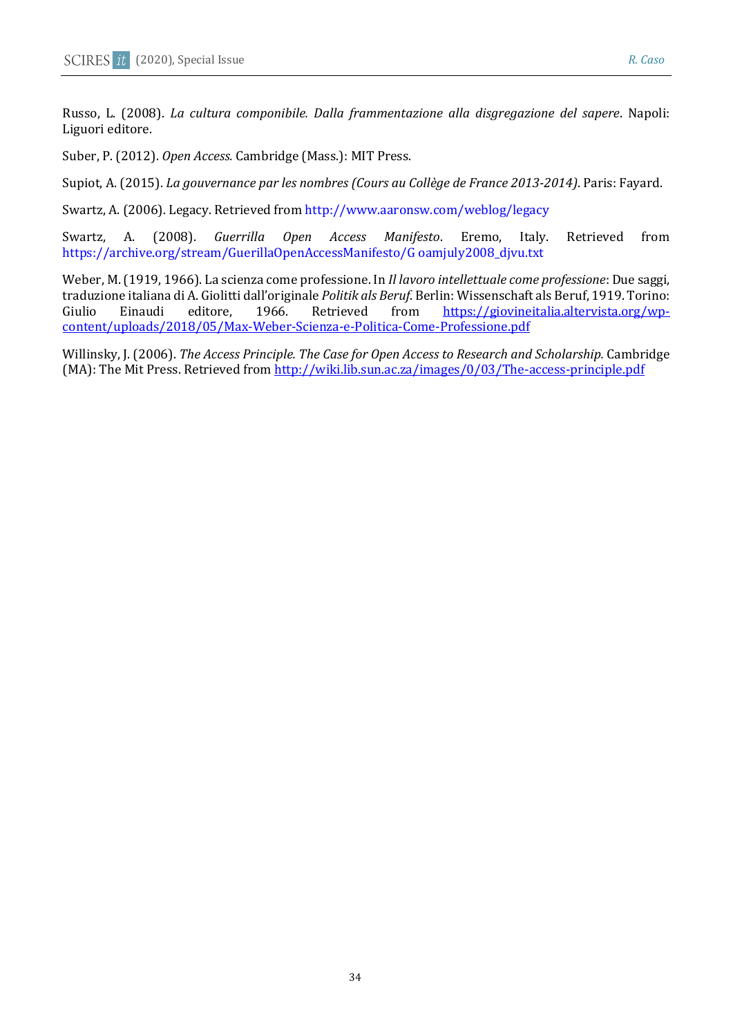Russo, L. (2008). *La cultura componibile. Dalla frammentazione alla disgregazione del sapere*. Napoli: Liguori editore.

Suber, P. (2012). *Open Access.* Cambridge (Mass.): MIT Press.

Supiot, A. (2015). *La gouvernance par les nombres (Cours au Collège de France 2013-2014)*. Paris: Fayard.

Swartz, A. (2006). Legacy. Retrieved from http://www.aaronsw.com/weblog/legacy

Swartz, A. (2008). *Guerrilla Open Access Manifesto*. Eremo, Italy. Retrieved from https://archive.org/stream/GuerillaOpenAccessManifesto/G oamjuly2008_djvu.txt

Weber, M. (1919, 1966). La scienza come professione. In *Il lavoro intellettuale come professione*: Due saggi, traduzione italiana di A. Giolitti dall'originale *Politik als Beruf.* Berlin: Wissenschaft als Beruf, 1919. Torino: Giulio Einaudi editore, 1966. Retrieved from https://giovineitalia.altervista.org/wp-content/uploads/2018/05/Max-Weber-Scienza-e-Politica-Come-Professione.pdf

Willinsky, J. (2006). *The Access Principle. The Case for Open Access to Research and Scholarship.* Cambridge (MA): The Mit Press. Retrieved from http://wiki.lib.sun.ac.za/images/0/03/The-access-principle.pdf